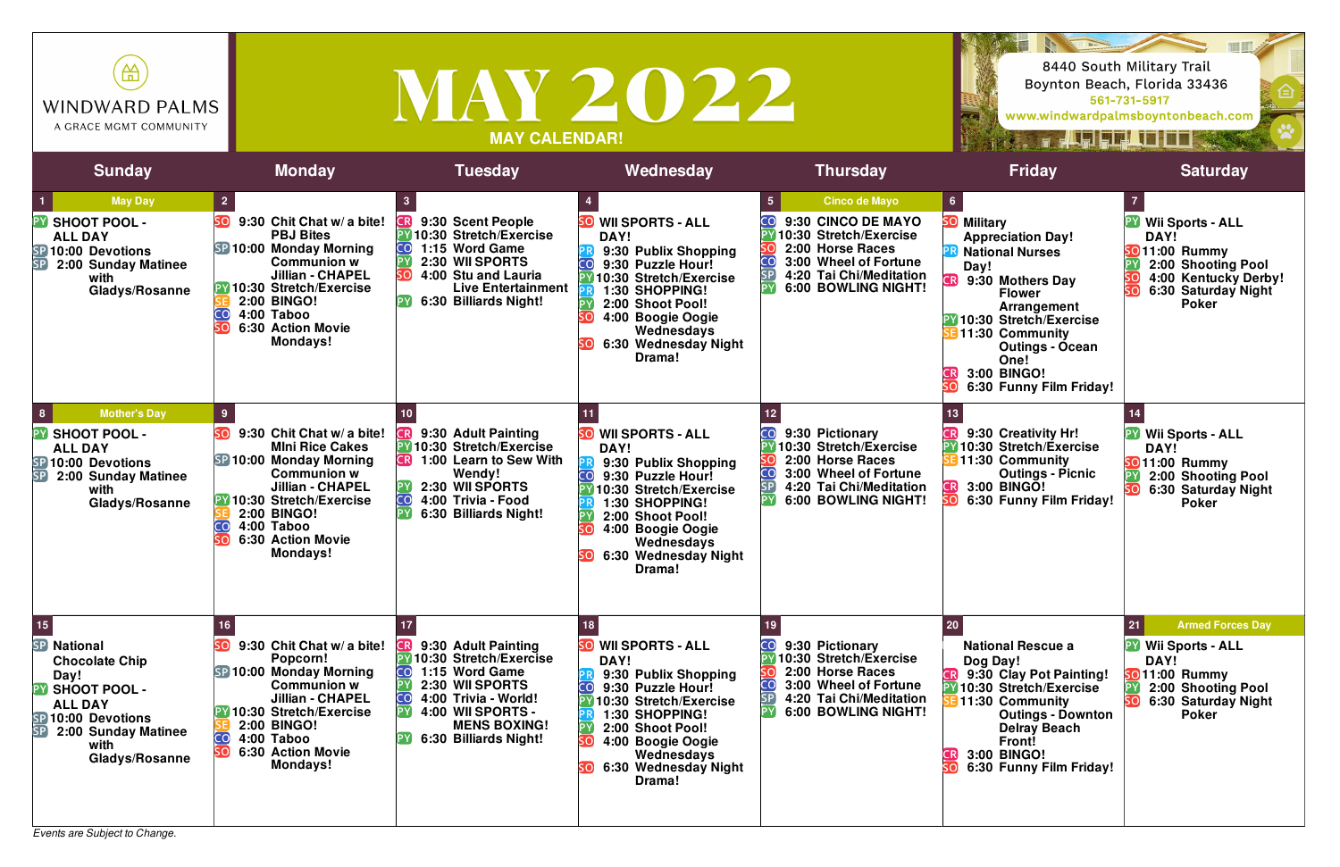WINDWARD PALMS
A GRACE MGMT COMMUNITY

# MAY 2022

MAY CALENDAR!

8440 South Military Trail
Boynton Beach, Florida 33436
561-731-5917
www.windwardpalmsboyntonbeach.com

| Sunday | Monday | Tuesday | Wednesday | Thursday | Friday | Saturday |
|---|---|---|---|---|---|---|
| 1 May Day<br>PY SHOOT POOL - ALL DAY<br>SP 10:00 Devotions<br>SP 2:00 Sunday Matinee with Gladys/Rosanne | 2<br>SO 9:30 Chit Chat w/ a bite! PBJ Bites<br>SP 10:00 Monday Morning Communion w Jillian - CHAPEL<br>PY 10:30 Stretch/Exercise<br>SE 2:00 BINGO!<br>CO 4:00 Taboo<br>SO 6:30 Action Movie Mondays! | 3<br>CR 9:30 Scent People<br>PY 10:30 Stretch/Exercise<br>CO 1:15 Word Game<br>PY 2:30 WII SPORTS<br>SO 4:00 Stu and Lauria Live Entertainment<br>PY 6:30 Billiards Night! | 4<br>SO WII SPORTS - ALL DAY!<br>PR 9:30 Publix Shopping<br>CO 9:30 Puzzle Hour!<br>PY 10:30 Stretch/Exercise<br>PR 1:30 SHOPPING!<br>PY 2:00 Shoot Pool!<br>SO 4:00 Boogie Oogie Wednesdays<br>SO 6:30 Wednesday Night Drama! | 5 Cinco de Mayo<br>CO 9:30 CINCO DE MAYO<br>PY 10:30 Stretch/Exercise<br>SO 2:00 Horse Races<br>CO 3:00 Wheel of Fortune<br>SP 4:20 Tai Chi/Meditation<br>PY 6:00 BOWLING NIGHT! | 6<br>SO Military Appreciation Day!<br>PR National Nurses Day!<br>CR 9:30 Mothers Day Flower Arrangement<br>PY 10:30 Stretch/Exercise<br>SE 11:30 Community Outings - Ocean One!<br>CR 3:00 BINGO!<br>SO 6:30 Funny Film Friday! | 7<br>PY Wii Sports - ALL DAY!<br>SO 11:00 Rummy<br>PY 2:00 Shooting Pool<br>SO 4:00 Kentucky Derby!<br>SO 6:30 Saturday Night Poker |
| 8 Mother's Day<br>PY SHOOT POOL - ALL DAY<br>SP 10:00 Devotions<br>SP 2:00 Sunday Matinee with Gladys/Rosanne | 9<br>SO 9:30 Chit Chat w/ a bite! MIni Rice Cakes<br>SP 10:00 Monday Morning Communion w Jillian - CHAPEL<br>PY 10:30 Stretch/Exercise<br>SE 2:00 BINGO!<br>CO 4:00 Taboo<br>SO 6:30 Action Movie Mondays! | 10<br>CR 9:30 Adult Painting<br>PY 10:30 Stretch/Exercise<br>CR 1:00 Learn to Sew With Wendy!<br>PY 2:30 WII SPORTS<br>CO 4:00 Trivia - Food<br>PY 6:30 Billiards Night! | 11<br>SO WII SPORTS - ALL DAY!<br>PR 9:30 Publix Shopping<br>CO 9:30 Puzzle Hour!<br>PY 10:30 Stretch/Exercise<br>PR 1:30 SHOPPING!<br>PY 2:00 Shoot Pool!<br>SO 4:00 Boogie Oogie Wednesdays<br>SO 6:30 Wednesday Night Drama! | 12<br>CO 9:30 Pictionary<br>PY 10:30 Stretch/Exercise<br>SO 2:00 Horse Races<br>CO 3:00 Wheel of Fortune<br>SP 4:20 Tai Chi/Meditation<br>PY 6:00 BOWLING NIGHT! | 13<br>CR 9:30 Creativity Hr!<br>PY 10:30 Stretch/Exercise<br>SE 11:30 Community Outings - Picnic<br>CR 3:00 BINGO!<br>SO 6:30 Funny Film Friday! | 14<br>PY Wii Sports - ALL DAY!<br>SO 11:00 Rummy<br>PY 2:00 Shooting Pool<br>SO 6:30 Saturday Night Poker |
| 15<br>SP National Chocolate Chip Day!<br>PY SHOOT POOL - ALL DAY<br>SP 10:00 Devotions<br>SP 2:00 Sunday Matinee with Gladys/Rosanne | 16<br>SO 9:30 Chit Chat w/ a bite! Popcorn!<br>SP 10:00 Monday Morning Communion w Jillian - CHAPEL<br>PY 10:30 Stretch/Exercise<br>SE 2:00 BINGO!<br>CO 4:00 Taboo<br>SO 6:30 Action Movie Mondays! | 17<br>CR 9:30 Adult Painting<br>PY 10:30 Stretch/Exercise<br>CO 1:15 Word Game<br>PY 2:30 WII SPORTS<br>CO 4:00 Trivia - World!<br>PY 4:00 WII SPORTS - MENS BOXING!<br>PY 6:30 Billiards Night! | 18<br>SO WII SPORTS - ALL DAY!<br>PR 9:30 Publix Shopping<br>CO 9:30 Puzzle Hour!<br>PY 10:30 Stretch/Exercise<br>PR 1:30 SHOPPING!<br>PY 2:00 Shoot Pool!<br>SO 4:00 Boogie Oogie Wednesdays<br>SO 6:30 Wednesday Night Drama! | 19<br>CO 9:30 Pictionary<br>PY 10:30 Stretch/Exercise<br>SO 2:00 Horse Races<br>CO 3:00 Wheel of Fortune<br>SP 4:20 Tai Chi/Meditation<br>PY 6:00 BOWLING NIGHT! | 20<br>National Rescue a Dog Day!<br>CR 9:30 Clay Pot Painting!<br>PY 10:30 Stretch/Exercise<br>SE 11:30 Community Outings - Downton Delray Beach Front!<br>CR 3:00 BINGO!<br>SO 6:30 Funny Film Friday! | 21 Armed Forces Day<br>PY Wii Sports - ALL DAY!<br>SO 11:00 Rummy<br>PY 2:00 Shooting Pool<br>SO 6:30 Saturday Night Poker |

*Events are Subject to Change.*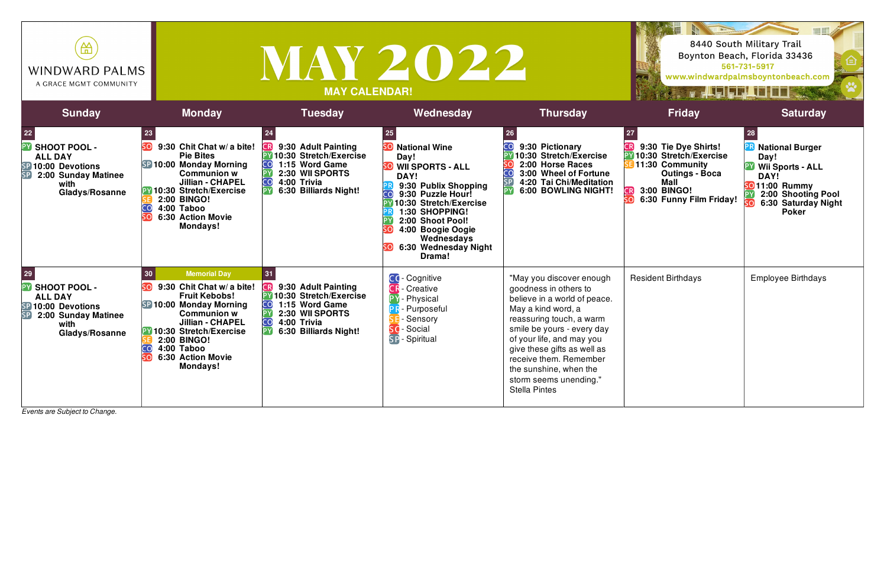WINDWARD PALMS
A GRACE MGMT COMMUNITY

# MAY 2022

MAY CALENDAR!

8440 South Military Trail
Boynton Beach, Florida 33436
561-731-5917
www.windwardpalmsboyntonbeach.com

| Sunday | Monday | Tuesday | Wednesday | Thursday | Friday | Saturday |
|---|---|---|---|---|---|---|
| 22<br>PY SHOOT POOL - ALL DAY<br>SP 10:00 Devotions<br>SP 2:00 Sunday Matinee with Gladys/Rosanne | 23<br>SO 9:30 Chit Chat w/ a bite! Pie Bites<br>SP 10:00 Monday Morning Communion w Jillian - CHAPEL<br>PY 10:30 Stretch/Exercise<br>SE 2:00 BINGO!<br>CO 4:00 Taboo<br>SO 6:30 Action Movie Mondays! | 24<br>CR 9:30 Adult Painting<br>PY 10:30 Stretch/Exercise<br>CO 1:15 Word Game<br>PY 2:30 WII SPORTS<br>CO 4:00 Trivia<br>PY 6:30 Billiards Night! | 25<br>SO National Wine Day!<br>SO WII SPORTS - ALL DAY!<br>PR 9:30 Publix Shopping<br>CO 9:30 Puzzle Hour!<br>PY 10:30 Stretch/Exercise<br>PR 1:30 SHOPPING!<br>PY 2:00 Shoot Pool!<br>SO 4:00 Boogie Oogie Wednesdays<br>SO 6:30 Wednesday Night Drama! | 26<br>CO 9:30 Pictionary<br>PY 10:30 Stretch/Exercise<br>SO 2:00 Horse Races<br>CO 3:00 Wheel of Fortune<br>SP 4:20 Tai Chi/Meditation<br>PY 6:00 BOWLING NIGHT! | 27<br>CR 9:30 Tie Dye Shirts!<br>PY 10:30 Stretch/Exercise<br>SE 11:30 Community Outings - Boca Mall<br>CR 3:00 BINGO!<br>SO 6:30 Funny Film Friday! | 28<br>PR National Burger Day!<br>PY Wii Sports - ALL DAY!<br>SO 11:00 Rummy<br>PY 2:00 Shooting Pool<br>SO 6:30 Saturday Night Poker |
| 29<br>PY SHOOT POOL - ALL DAY<br>SP 10:00 Devotions<br>SP 2:00 Sunday Matinee with Gladys/Rosanne | 30 Memorial Day<br>SO 9:30 Chit Chat w/ a bite! Fruit Kebobs!<br>SP 10:00 Monday Morning Communion w Jillian - CHAPEL<br>PY 10:30 Stretch/Exercise<br>SE 2:00 BINGO!<br>CO 4:00 Taboo<br>SO 6:30 Action Movie Mondays! | 31<br>CR 9:30 Adult Painting<br>PY 10:30 Stretch/Exercise<br>CO 1:15 Word Game<br>PY 2:30 WII SPORTS<br>CO 4:00 Trivia<br>PY 6:30 Billiards Night! | CO - Cognitive<br>CR - Creative<br>PY - Physical<br>PR - Purposeful<br>SE - Sensory<br>SO - Social<br>SP - Spiritual | "May you discover enough goodness in others to believe in a world of peace. May a kind word, a reassuring touch, a warm smile be yours - every day of your life, and may you give these gifts as well as receive them. Remember the sunshine, when the storm seems unending." Stella Pintes | Resident Birthdays | Employee Birthdays |

*Events are Subject to Change.*